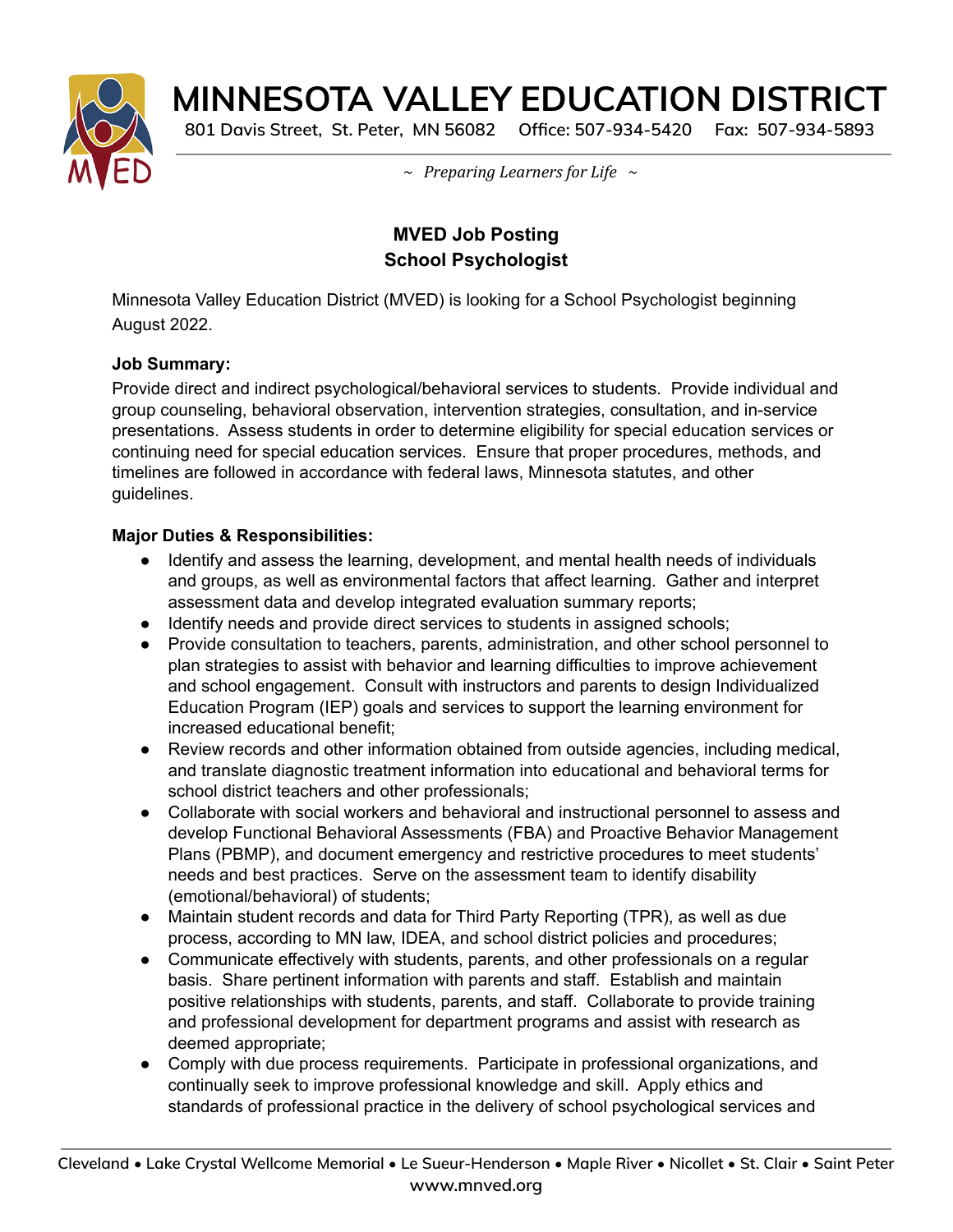# MINNESOTA VALLEY EDUCATION DISTRICT

801 Davis Street, St. Peter, MN 56082 Office: 507-934-5420 Fax: 507-934-5893

*~ Preparing Learners for Life ~*

## MVED Job Posting
## School Psychologist

Minnesota Valley Education District (MVED) is looking for a School Psychologist beginning August 2022.

**Job Summary:**
Provide direct and indirect psychological/behavioral services to students. Provide individual and group counseling, behavioral observation, intervention strategies, consultation, and in-service presentations. Assess students in order to determine eligibility for special education services or continuing need for special education services. Ensure that proper procedures, methods, and timelines are followed in accordance with federal laws, Minnesota statutes, and other guidelines.

**Major Duties & Responsibilities:**

- Identify and assess the learning, development, and mental health needs of individuals and groups, as well as environmental factors that affect learning. Gather and interpret assessment data and develop integrated evaluation summary reports;
- Identify needs and provide direct services to students in assigned schools;
- Provide consultation to teachers, parents, administration, and other school personnel to plan strategies to assist with behavior and learning difficulties to improve achievement and school engagement. Consult with instructors and parents to design Individualized Education Program (IEP) goals and services to support the learning environment for increased educational benefit;
- Review records and other information obtained from outside agencies, including medical, and translate diagnostic treatment information into educational and behavioral terms for school district teachers and other professionals;
- Collaborate with social workers and behavioral and instructional personnel to assess and develop Functional Behavioral Assessments (FBA) and Proactive Behavior Management Plans (PBMP), and document emergency and restrictive procedures to meet students' needs and best practices. Serve on the assessment team to identify disability (emotional/behavioral) of students;
- Maintain student records and data for Third Party Reporting (TPR), as well as due process, according to MN law, IDEA, and school district policies and procedures;
- Communicate effectively with students, parents, and other professionals on a regular basis. Share pertinent information with parents and staff. Establish and maintain positive relationships with students, parents, and staff. Collaborate to provide training and professional development for department programs and assist with research as deemed appropriate;
- Comply with due process requirements. Participate in professional organizations, and continually seek to improve professional knowledge and skill. Apply ethics and standards of professional practice in the delivery of school psychological services and

Cleveland • Lake Crystal Wellcome Memorial • Le Sueur-Henderson • Maple River • Nicollet • St. Clair • Saint Peter
www.mnved.org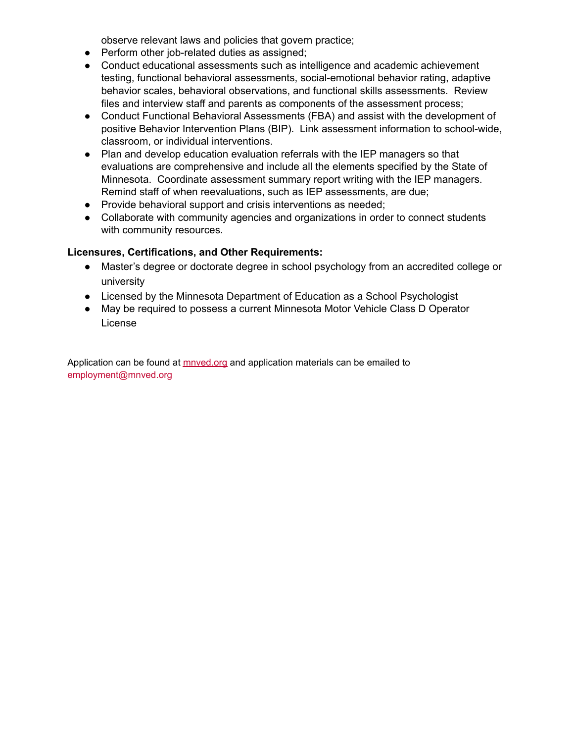observe relevant laws and policies that govern practice;

- Perform other job-related duties as assigned;
- Conduct educational assessments such as intelligence and academic achievement testing, functional behavioral assessments, social-emotional behavior rating, adaptive behavior scales, behavioral observations, and functional skills assessments. Review files and interview staff and parents as components of the assessment process;
- Conduct Functional Behavioral Assessments (FBA) and assist with the development of positive Behavior Intervention Plans (BIP). Link assessment information to school-wide, classroom, or individual interventions.
- Plan and develop education evaluation referrals with the IEP managers so that evaluations are comprehensive and include all the elements specified by the State of Minnesota. Coordinate assessment summary report writing with the IEP managers. Remind staff of when reevaluations, such as IEP assessments, are due;
- Provide behavioral support and crisis interventions as needed;
- Collaborate with community agencies and organizations in order to connect students with community resources.

**Licensures, Certifications, and Other Requirements:**

- Master's degree or doctorate degree in school psychology from an accredited college or university
- Licensed by the Minnesota Department of Education as a School Psychologist
- May be required to possess a current Minnesota Motor Vehicle Class D Operator License

Application can be found at mnved.org and application materials can be emailed to employment@mnved.org